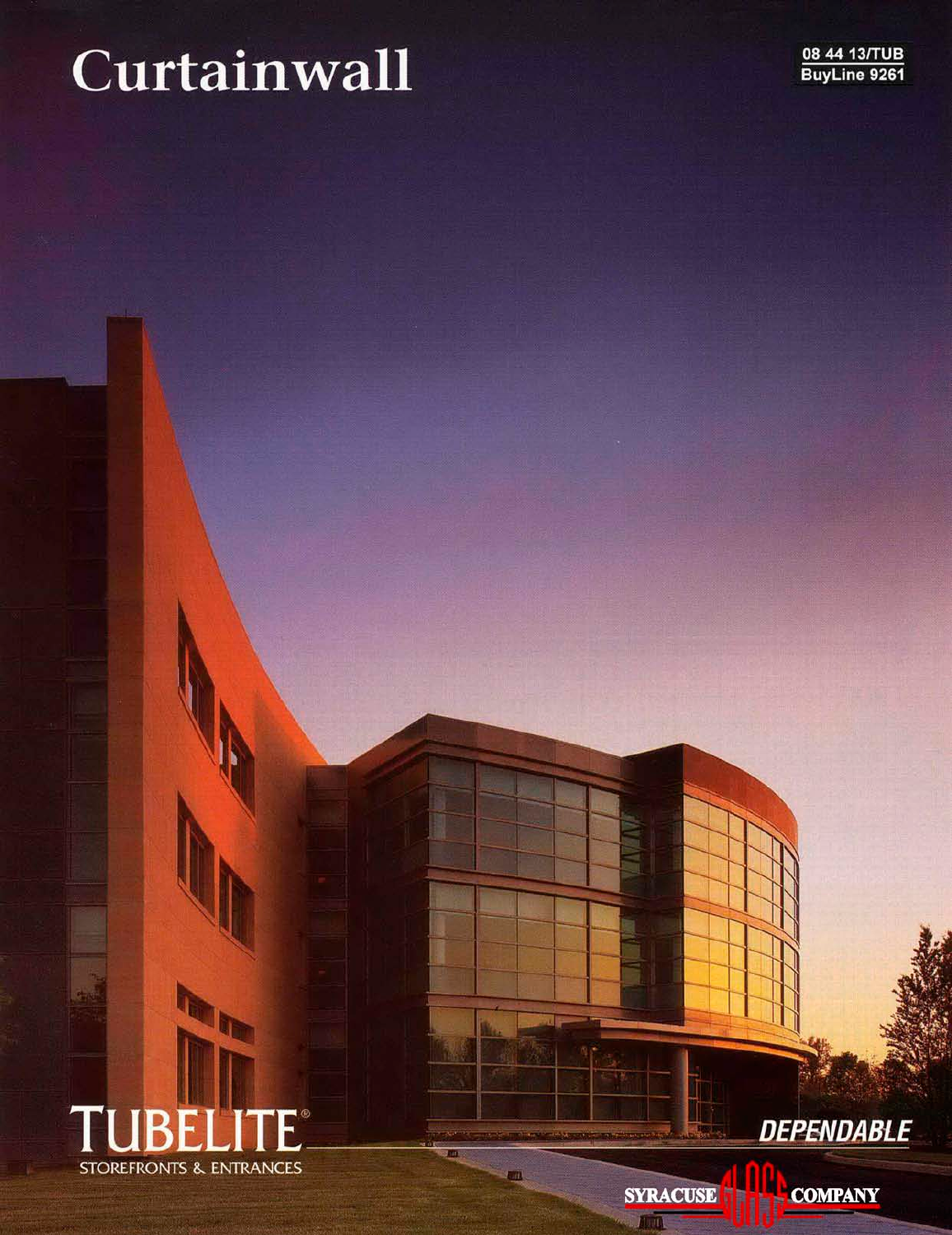# Curtainwall

08 44 13/TUB
BuyLine 9261

TUBELITE®
STOREFRONTS & ENTRANCES

DEPENDABLE

SYRACUSE GLASS COMPANY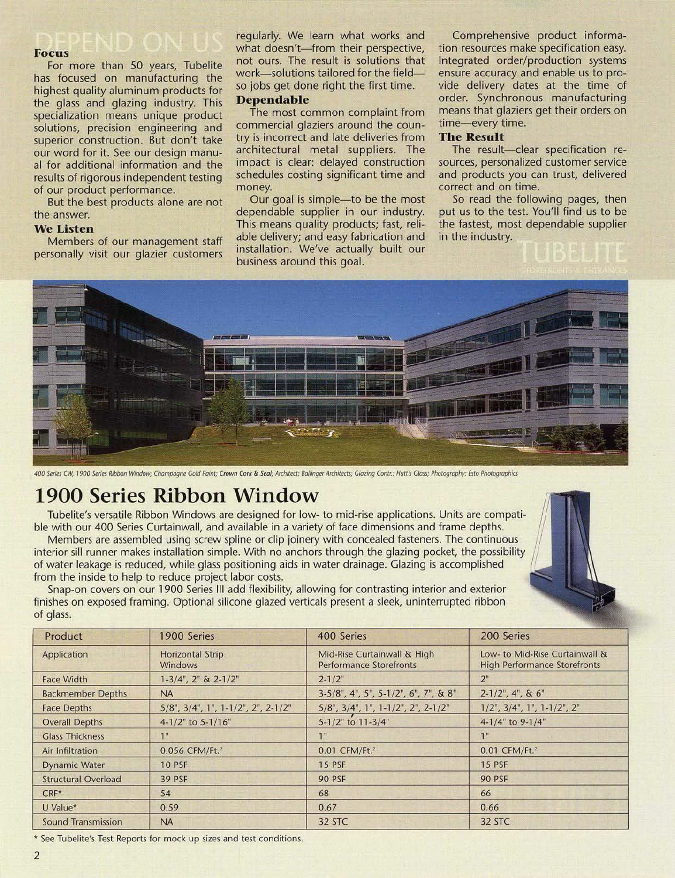## DEPEND ON US

### Focus

For more than 50 years, Tubelite has focused on manufacturing the highest quality aluminum products for the glass and glazing industry. This specialization means unique product solutions, precision engineering and superior construction. But don't take our word for it. See our design manual for additional information and the results of rigorous independent testing of our product performance.

But the best products alone are not the answer.

### We Listen

Members of our management staff personally visit our glazier customers regularly. We learn what works and what doesn't—from their perspective, not ours. The result is solutions that work—solutions tailored for the field—so jobs get done right the first time.

### Dependable

The most common complaint from commercial glaziers around the country is incorrect and late deliveries from architectural metal suppliers. The impact is clear: delayed construction schedules costing significant time and money.

Our goal is simple—to be the most dependable supplier in our industry. This means quality products; fast, reliable delivery; and easy fabrication and installation. We've actually built our business around this goal.

Comprehensive product information resources make specification easy. Integrated order/production systems ensure accuracy and enable us to provide delivery dates at the time of order. Synchronous manufacturing means that glaziers get their orders on time—every time.

### The Result

The result—clear specification resources, personalized customer service and products you can trust, delivered correct and on time.

So read the following pages, then put us to the test. You'll find us to be the fastest, most dependable supplier in the industry.

TUBELITE
STOREFRONTS & ENTRANCES

*400 Series CW, 1900 Series Ribbon Window; Champagne Gold Paint; **Crown Cork & Seal**; Architect: Ballinger Architects; Glazing Contr.: Hutt's Glass; Photography: Esto Photographics*

# 1900 Series Ribbon Window

Tubelite's versatile Ribbon Windows are designed for low- to mid-rise applications. Units are compatible with our 400 Series Curtainwall, and available in a variety of face dimensions and frame depths.

Members are assembled using screw spline or clip joinery with concealed fasteners. The continuous interior sill runner makes installation simple. With no anchors through the glazing pocket, the possibility of water leakage is reduced, while glass positioning aids in water drainage. Glazing is accomplished from the inside to help to reduce project labor costs.

Snap-on covers on our 1900 Series III add flexibility, allowing for contrasting interior and exterior finishes on exposed framing. Optional silicone glazed verticals present a sleek, uninterrupted ribbon of glass.

| Product | 1900 Series | 400 Series | 200 Series |
|---|---|---|---|
| Application | Horizontal Strip Windows | Mid-Rise Curtainwall & High Performance Storefronts | Low- to Mid-Rise Curtainwall & High Performance Storefronts |
| Face Width | 1-3/4", 2" & 2-1/2" | 2-1/2" | 2" |
| Backmember Depths | NA | 3-5/8", 4", 5", 5-1/2", 6", 7", & 8" | 2-1/2", 4", & 6" |
| Face Depths | 5/8", 3/4", 1", 1-1/2", 2", 2-1/2" | 5/8", 3/4", 1", 1-1/2", 2", 2-1/2" | 1/2", 3/4", 1", 1-1/2", 2" |
| Overall Depths | 4-1/2" to 5-1/16" | 5-1/2" to 11-3/4" | 4-1/4" to 9-1/4" |
| Glass Thickness | 1" | 1" | 1" |
| Air Infiltration | 0.056 CFM/Ft.$^2$ | 0.01 CFM/Ft.$^2$ | 0.01 CFM/Ft.$^2$ |
| Dynamic Water | 10 PSF | 15 PSF | 15 PSF |
| Structural Overload | 39 PSF | 90 PSF | 90 PSF |
| CRF* | 54 | 68 | 66 |
| U Value* | 0.59 | 0.67 | 0.66 |
| Sound Transmission | NA | 32 STC | 32 STC |

\* See Tubelite's Test Reports for mock up sizes and test conditions.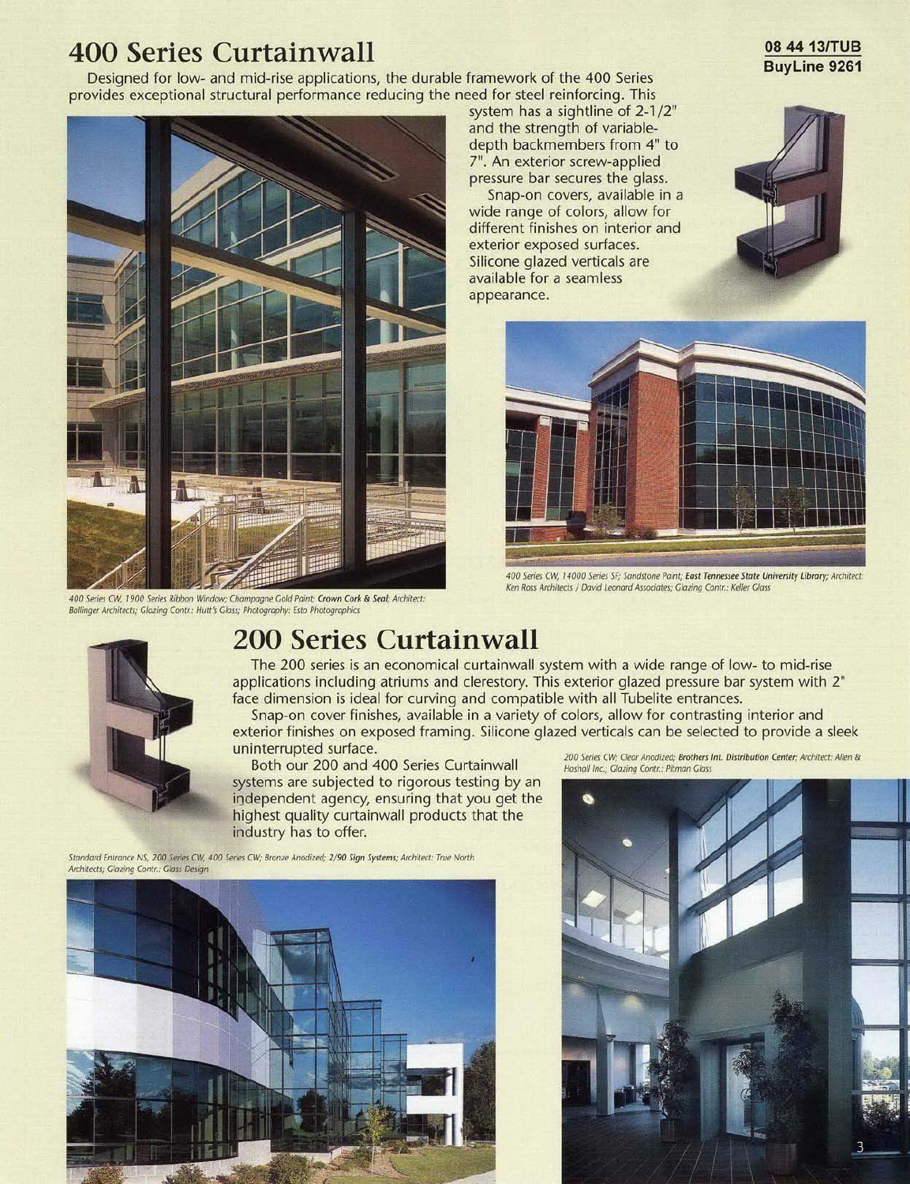# 400 Series Curtainwall

**08 44 13/TUB**
**BuyLine 9261**

Designed for low- and mid-rise applications, the durable framework of the 400 Series provides exceptional structural performance reducing the need for steel reinforcing. This system has a sightline of 2-1/2" and the strength of variable-depth backmembers from 4" to 7". An exterior screw-applied pressure bar secures the glass.

Snap-on covers, available in a wide range of colors, allow for different finishes on interior and exterior exposed surfaces. Silicone glazed verticals are available for a seamless appearance.

*400 Series CW, 1900 Series Ribbon Window; Champagne Gold Paint; **Crown Cork & Seal**; Architect: Ballinger Architects; Glazing Contr.: Hutt's Glass; Photography: Esto Photographics*

*400 Series CW, 14000 Series SF; Sandstone Paint; **East Tennessee State University Library**; Architect: Ken Ross Architects / David Leonard Associates; Glazing Contr.: Keller Glass*

# 200 Series Curtainwall

The 200 series is an economical curtainwall system with a wide range of low- to mid-rise applications including atriums and clerestory. This exterior glazed pressure bar system with 2" face dimension is ideal for curving and compatible with all Tubelite entrances.

Snap-on cover finishes, available in a variety of colors, allow for contrasting interior and exterior finishes on exposed framing. Silicone glazed verticals can be selected to provide a sleek uninterrupted surface.

Both our 200 and 400 Series Curtainwall systems are subjected to rigorous testing by an independent agency, ensuring that you get the highest quality curtainwall products that the industry has to offer.

*200 Series CW; Clear Anodized; **Brothers Int. Distribution Center**; Architect: Allen & Hoshall Inc.; Glazing Contr.: Pitman Glass*

*Standard Entrance NS, 200 Series CW, 400 Series CW; Bronze Anodized; **2/90 Sign Systems**; Architect: True North Architects; Glazing Contr.: Glass Design*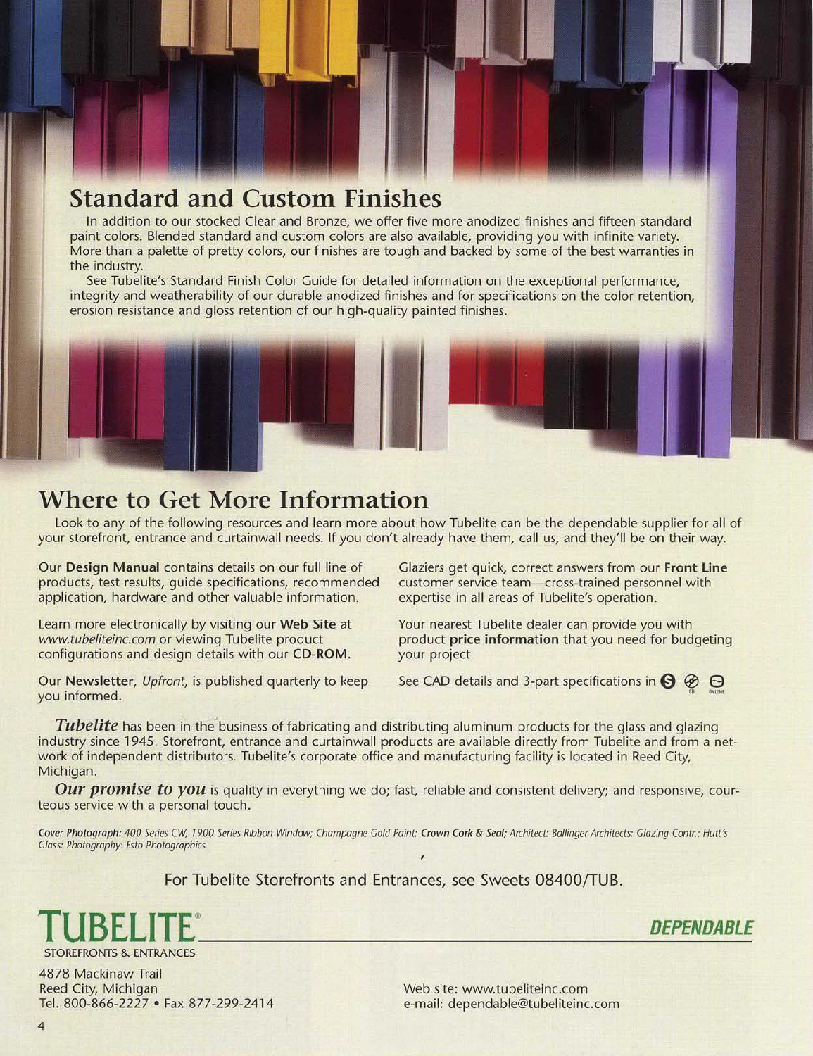## Standard and Custom Finishes

In addition to our stocked Clear and Bronze, we offer five more anodized finishes and fifteen standard paint colors. Blended standard and custom colors are also available, providing you with infinite variety. More than a palette of pretty colors, our finishes are tough and backed by some of the best warranties in the industry.

See Tubelite's Standard Finish Color Guide for detailed information on the exceptional performance, integrity and weatherability of our durable anodized finishes and for specifications on the color retention, erosion resistance and gloss retention of our high-quality painted finishes.

## Where to Get More Information

Look to any of the following resources and learn more about how Tubelite can be the dependable supplier for all of your storefront, entrance and curtainwall needs. If you don't already have them, call us, and they'll be on their way.

Our **Design Manual** contains details on our full line of products, test results, guide specifications, recommended application, hardware and other valuable information.

Learn more electronically by visiting our **Web Site** at *www.tubeliteinc.com* or viewing Tubelite product configurations and design details with our **CD-ROM**.

Our **Newsletter**, *Upfront*, is published quarterly to keep you informed.

Glaziers get quick, correct answers from our **Front Line** customer service team—cross-trained personnel with expertise in all areas of Tubelite's operation.

Your nearest Tubelite dealer can provide you with product **price information** that you need for budgeting your project

See CAD details and 3-part specifications in S CD ONLINE

***Tubelite*** has been in the business of fabricating and distributing aluminum products for the glass and glazing industry since 1945. Storefront, entrance and curtainwall products are available directly from Tubelite and from a network of independent distributors. Tubelite's corporate office and manufacturing facility is located in Reed City, Michigan.

***Our promise to you*** is quality in everything we do; fast, reliable and consistent delivery; and responsive, courteous service with a personal touch.

*Cover Photograph: 400 Series CW, 1900 Series Ribbon Window; Champagne Gold Paint;* ***Crown Cork & Seal****; Architect: Ballinger Architects; Glazing Contr.: Hutt's Glass; Photography: Esto Photographics*

For Tubelite Storefronts and Entrances, see Sweets 08400/TUB.

**TUBELITE®**
STOREFRONTS & ENTRANCES

***DEPENDABLE***

4878 Mackinaw Trail
Reed City, Michigan
Tel. 800-866-2227 • Fax 877-299-2414

Web site: www.tubeliteinc.com
e-mail: dependable@tubeliteinc.com